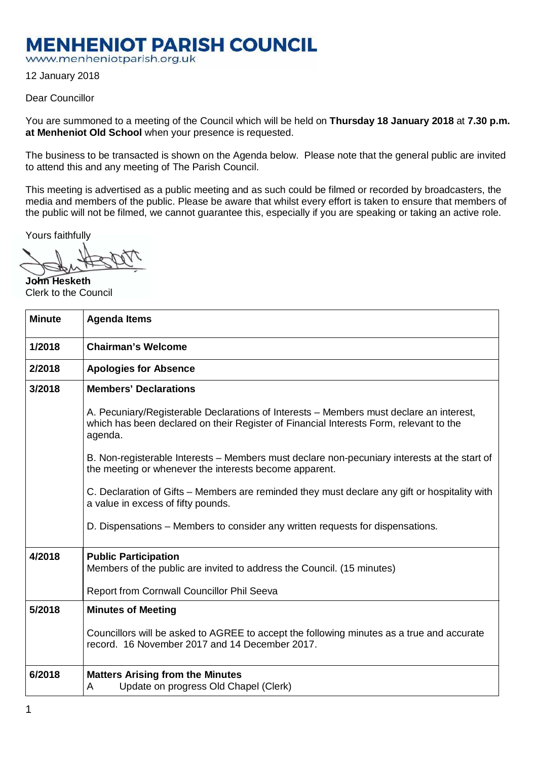# MENHENIOT PARISH COUNCIL

www.menheniotparish.org.uk

12 January 2018

Dear Councillor

You are summoned to a meeting of the Council which will be held on **Thursday 18 January 2018** at **7.30 p.m. at Menheniot Old School** when your presence is requested.

The business to be transacted is shown on the Agenda below. Please note that the general public are invited to attend this and any meeting of The Parish Council.

This meeting is advertised as a public meeting and as such could be filmed or recorded by broadcasters, the media and members of the public. Please be aware that whilst every effort is taken to ensure that members of the public will not be filmed, we cannot guarantee this, especially if you are speaking or taking an active role.

Yours faithfully

**John Hesketh**
Clerk to the Council

| Minute | Agenda Items |
| --- | --- |
| 1/2018 | **Chairman's Welcome** |
| 2/2018 | **Apologies for Absence** |
| 3/2018 | **Members' Declarations**<br><br>A. Pecuniary/Registerable Declarations of Interests – Members must declare an interest, which has been declared on their Register of Financial Interests Form, relevant to the agenda.<br><br>B. Non-registerable Interests – Members must declare non-pecuniary interests at the start of the meeting or whenever the interests become apparent.<br><br>C. Declaration of Gifts – Members are reminded they must declare any gift or hospitality with a value in excess of fifty pounds.<br><br>D. Dispensations – Members to consider any written requests for dispensations. |
| 4/2018 | **Public Participation**<br>Members of the public are invited to address the Council. (15 minutes)<br><br>Report from Cornwall Councillor Phil Seeva |
| 5/2018 | **Minutes of Meeting**<br><br>Councillors will be asked to AGREE to accept the following minutes as a true and accurate record. 16 November 2017 and 14 December 2017. |
| 6/2018 | **Matters Arising from the Minutes**<br>A Update on progress Old Chapel (Clerk) |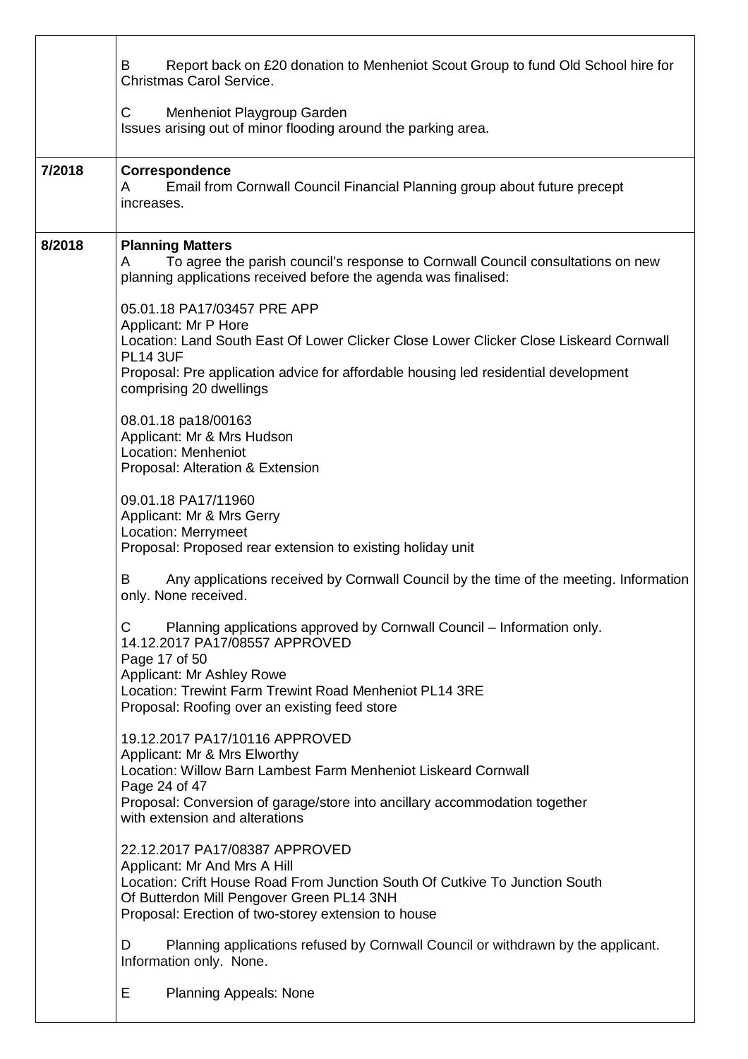| | |
|---|---|
| | B Report back on £20 donation to Menheniot Scout Group to fund Old School hire for Christmas Carol Service.<br><br>C Menheniot Playgroup Garden<br>Issues arising out of minor flooding around the parking area. |
| 7/2018 | **Correspondence**<br>A Email from Cornwall Council Financial Planning group about future precept increases. |
| 8/2018 | **Planning Matters**<br>A To agree the parish council's response to Cornwall Council consultations on new planning applications received before the agenda was finalised:<br><br>05.01.18 PA17/03457 PRE APP<br>Applicant: Mr P Hore<br>Location: Land South East Of Lower Clicker Close Lower Clicker Close Liskeard Cornwall PL14 3UF<br>Proposal: Pre application advice for affordable housing led residential development comprising 20 dwellings<br><br>08.01.18 pa18/00163<br>Applicant: Mr & Mrs Hudson<br>Location: Menheniot<br>Proposal: Alteration & Extension<br><br>09.01.18 PA17/11960<br>Applicant: Mr & Mrs Gerry<br>Location: Merrymeet<br>Proposal: Proposed rear extension to existing holiday unit<br><br>B Any applications received by Cornwall Council by the time of the meeting. Information only. None received.<br><br>C Planning applications approved by Cornwall Council – Information only.<br>14.12.2017 PA17/08557 APPROVED<br>Page 17 of 50<br>Applicant: Mr Ashley Rowe<br>Location: Trewint Farm Trewint Road Menheniot PL14 3RE<br>Proposal: Roofing over an existing feed store<br><br>19.12.2017 PA17/10116 APPROVED<br>Applicant: Mr & Mrs Elworthy<br>Location: Willow Barn Lambest Farm Menheniot Liskeard Cornwall<br>Page 24 of 47<br>Proposal: Conversion of garage/store into ancillary accommodation together with extension and alterations<br><br>22.12.2017 PA17/08387 APPROVED<br>Applicant: Mr And Mrs A Hill<br>Location: Crift House Road From Junction South Of Cutkive To Junction South Of Butterdon Mill Pengover Green PL14 3NH<br>Proposal: Erection of two-storey extension to house<br><br>D Planning applications refused by Cornwall Council or withdrawn by the applicant. Information only. None.<br><br>E Planning Appeals: None |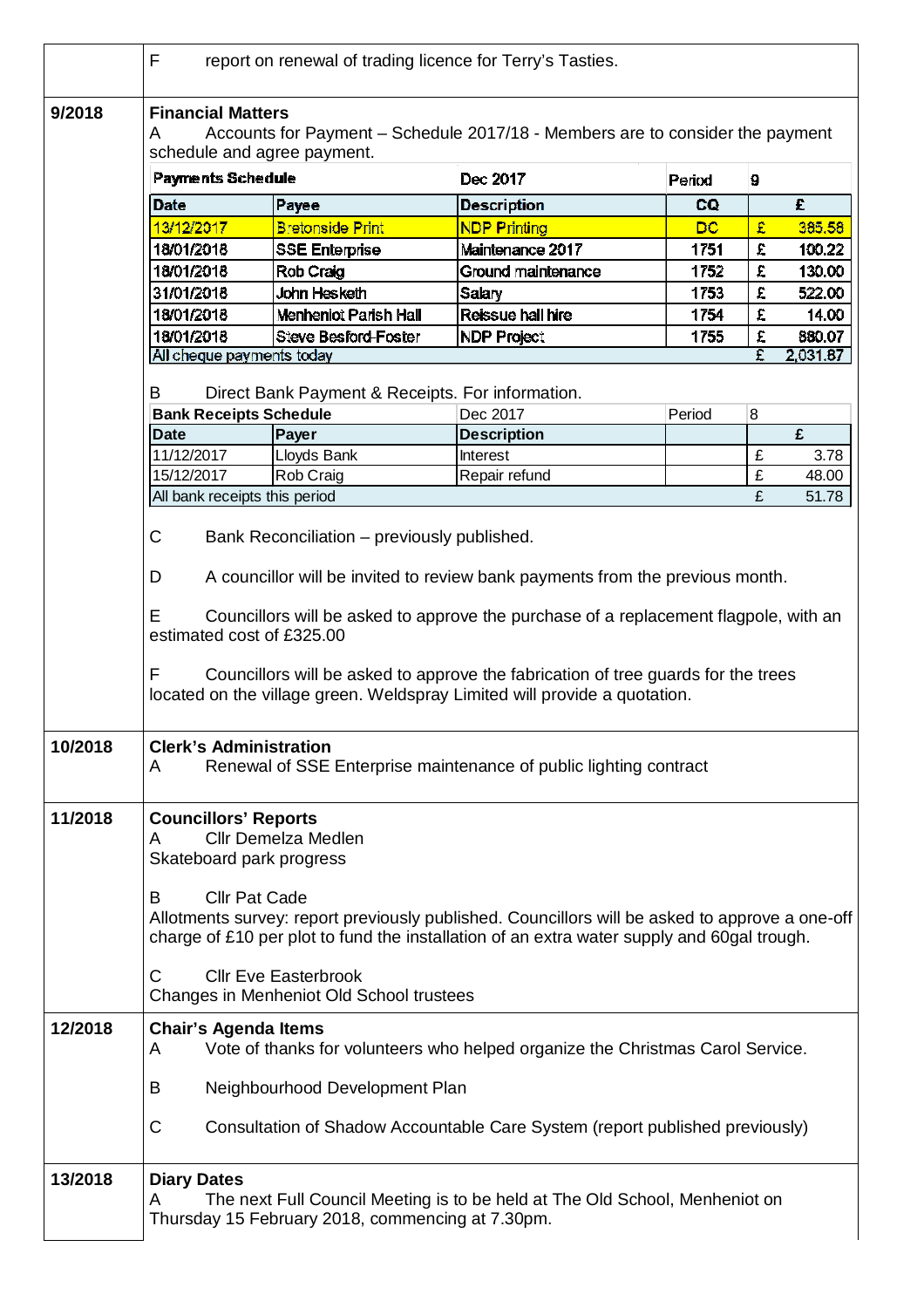| | |
|---|---|
| | F report on renewal of trading licence for Terry's Tasties. |

**9/2018 Financial Matters**

A Accounts for Payment – Schedule 2017/18 - Members are to consider the payment schedule and agree payment.

| Payments Schedule | | Dec 2017 | Period | 9 |
|---|---|---|---|---|
| **Date** | **Payee** | **Description** | **CQ** | **£** |
| 13/12/2017 | Bretonside Print | NDP Printing | DC | £ 385.58 |
| 18/01/2018 | SSE Enterprise | Maintenance 2017 | 1751 | £ 100.22 |
| 18/01/2018 | Rob Craig | Ground maintenance | 1752 | £ 130.00 |
| 31/01/2018 | John Hesketh | Salary | 1753 | £ 522.00 |
| 18/01/2018 | Menheniot Parish Hall | Reissue hall hire | 1754 | £ 14.00 |
| 18/01/2018 | Steve Besford-Foster | NDP Project | 1755 | £ 880.07 |
| All cheque payments today | | | | £ 2,031.87 |

B Direct Bank Payment & Receipts. For information.

| Bank Receipts Schedule | | Dec 2017 | Period | 8 |
|---|---|---|---|---|
| **Date** | **Payer** | **Description** | | **£** |
| 11/12/2017 | Lloyds Bank | Interest | | £ 3.78 |
| 15/12/2017 | Rob Craig | Repair refund | | £ 48.00 |
| All bank receipts this period | | | | £ 51.78 |

C Bank Reconciliation – previously published.

D A councillor will be invited to review bank payments from the previous month.

E Councillors will be asked to approve the purchase of a replacement flagpole, with an estimated cost of £325.00

F Councillors will be asked to approve the fabrication of tree guards for the trees located on the village green. Weldspray Limited will provide a quotation.

**10/2018 Clerk's Administration**

A Renewal of SSE Enterprise maintenance of public lighting contract

**11/2018 Councillors' Reports**

A Cllr Demelza Medlen
Skateboard park progress

B Cllr Pat Cade
Allotments survey: report previously published. Councillors will be asked to approve a one-off charge of £10 per plot to fund the installation of an extra water supply and 60gal trough.

C Cllr Eve Easterbrook
Changes in Menheniot Old School trustees

**12/2018 Chair's Agenda Items**

A Vote of thanks for volunteers who helped organize the Christmas Carol Service.

B Neighbourhood Development Plan

C Consultation of Shadow Accountable Care System (report published previously)

**13/2018 Diary Dates**

A The next Full Council Meeting is to be held at The Old School, Menheniot on Thursday 15 February 2018, commencing at 7.30pm.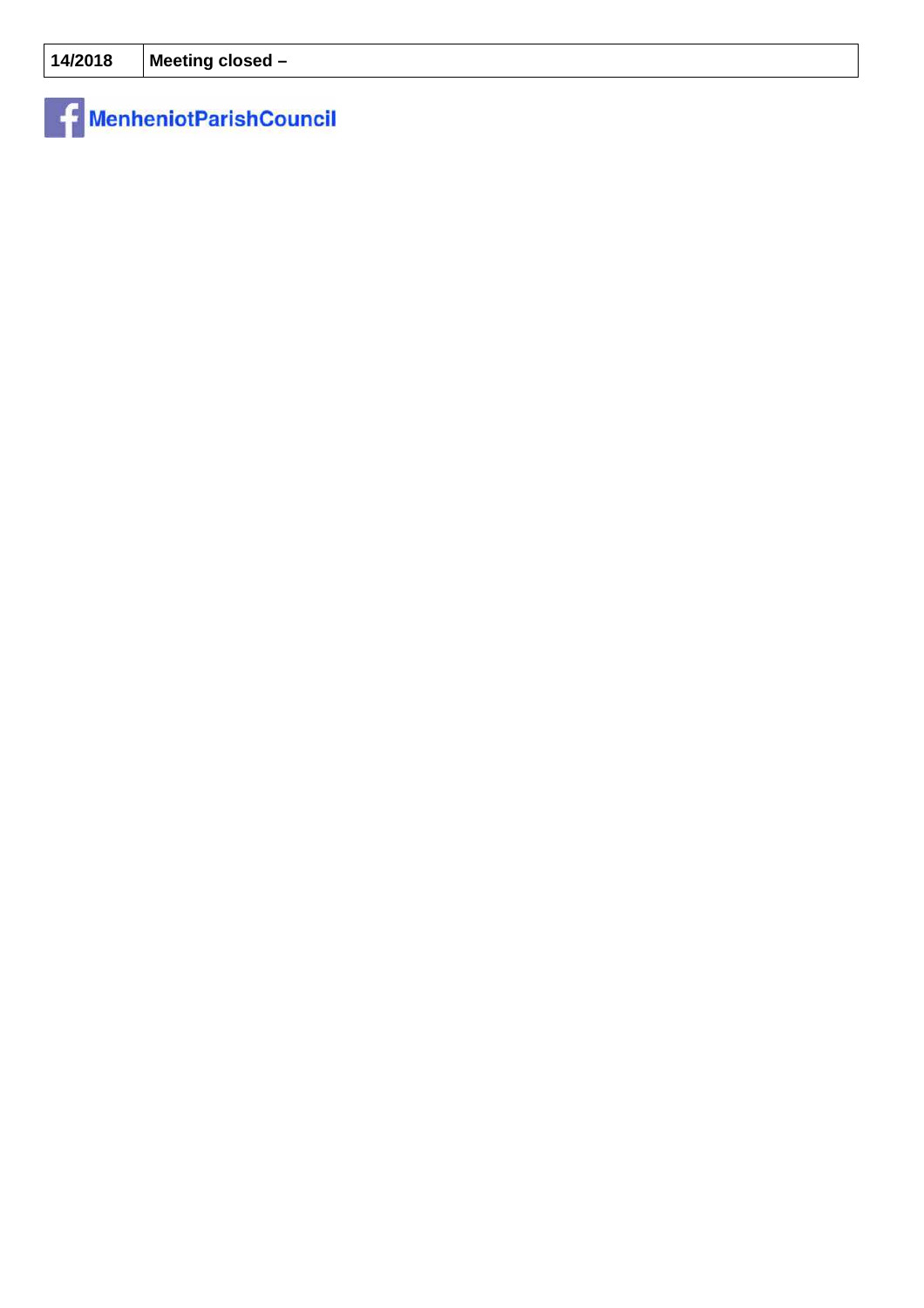| | |
|---|---|
| **14/2018** | **Meeting closed –** |

MenheniotParishCouncil